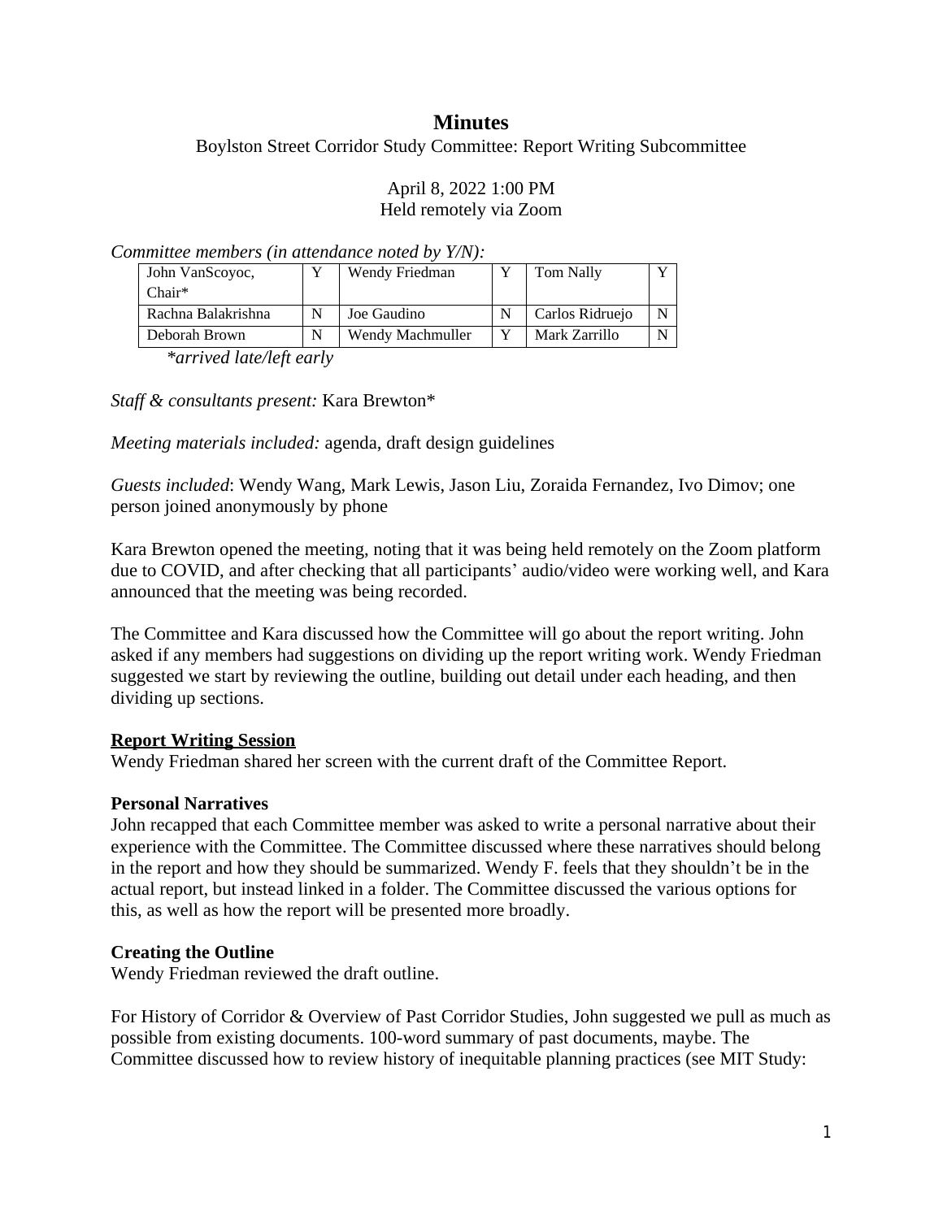# Minutes

Boylston Street Corridor Study Committee: Report Writing Subcommittee

April 8, 2022 1:00 PM
Held remotely via Zoom

*Committee members (in attendance noted by Y/N):*

| | | | | | |
|---|---|---|---|---|---|
| John VanScoyoc, Chair* | Y | Wendy Friedman | Y | Tom Nally | Y |
| Rachna Balakrishna | N | Joe Gaudino | N | Carlos Ridruejo | N |
| Deborah Brown | N | Wendy Machmuller | Y | Mark Zarrillo | N |

*\*arrived late/left early*

*Staff & consultants present:* Kara Brewton*

*Meeting materials included:* agenda, draft design guidelines

*Guests included*: Wendy Wang, Mark Lewis, Jason Liu, Zoraida Fernandez, Ivo Dimov; one person joined anonymously by phone

Kara Brewton opened the meeting, noting that it was being held remotely on the Zoom platform due to COVID, and after checking that all participants' audio/video were working well, and Kara announced that the meeting was being recorded.

The Committee and Kara discussed how the Committee will go about the report writing. John asked if any members had suggestions on dividing up the report writing work. Wendy Friedman suggested we start by reviewing the outline, building out detail under each heading, and then dividing up sections.

**Report Writing Session**

Wendy Friedman shared her screen with the current draft of the Committee Report.

**Personal Narratives**

John recapped that each Committee member was asked to write a personal narrative about their experience with the Committee. The Committee discussed where these narratives should belong in the report and how they should be summarized. Wendy F. feels that they shouldn't be in the actual report, but instead linked in a folder. The Committee discussed the various options for this, as well as how the report will be presented more broadly.

**Creating the Outline**

Wendy Friedman reviewed the draft outline.

For History of Corridor & Overview of Past Corridor Studies, John suggested we pull as much as possible from existing documents. 100-word summary of past documents, maybe. The Committee discussed how to review history of inequitable planning practices (see MIT Study: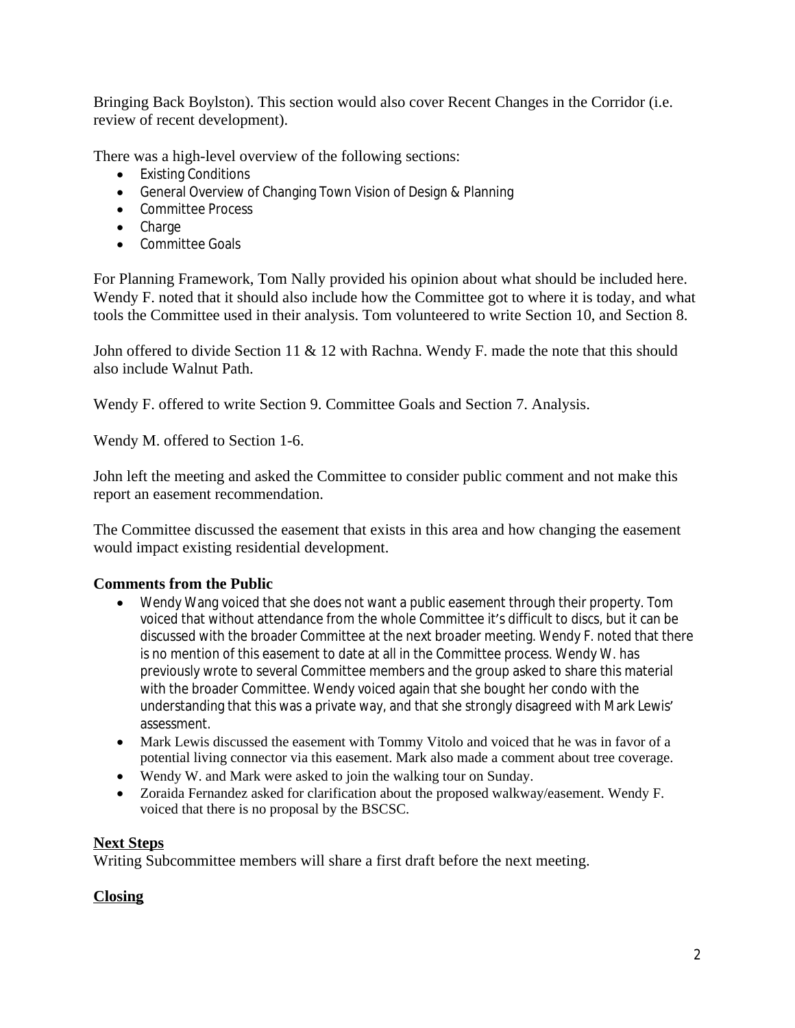Bringing Back Boylston). This section would also cover Recent Changes in the Corridor (i.e. review of recent development).

There was a high-level overview of the following sections:

- Existing Conditions
- General Overview of Changing Town Vision of Design & Planning
- Committee Process
- Charge
- Committee Goals

For Planning Framework, Tom Nally provided his opinion about what should be included here. Wendy F. noted that it should also include how the Committee got to where it is today, and what tools the Committee used in their analysis. Tom volunteered to write Section 10, and Section 8.

John offered to divide Section 11 & 12 with Rachna. Wendy F. made the note that this should also include Walnut Path.

Wendy F. offered to write Section 9. Committee Goals and Section 7. Analysis.

Wendy M. offered to Section 1-6.

John left the meeting and asked the Committee to consider public comment and not make this report an easement recommendation.

The Committee discussed the easement that exists in this area and how changing the easement would impact existing residential development.

**Comments from the Public**

- Wendy Wang voiced that she does not want a public easement through their property. Tom voiced that without attendance from the whole Committee it's difficult to discs, but it can be discussed with the broader Committee at the next broader meeting. Wendy F. noted that there is no mention of this easement to date at all in the Committee process. Wendy W. has previously wrote to several Committee members and the group asked to share this material with the broader Committee. Wendy voiced again that she bought her condo with the understanding that this was a private way, and that she strongly disagreed with Mark Lewis' assessment.
- Mark Lewis discussed the easement with Tommy Vitolo and voiced that he was in favor of a potential living connector via this easement. Mark also made a comment about tree coverage.
- Wendy W. and Mark were asked to join the walking tour on Sunday.
- Zoraida Fernandez asked for clarification about the proposed walkway/easement. Wendy F. voiced that there is no proposal by the BSCSC.

**Next Steps**

Writing Subcommittee members will share a first draft before the next meeting.

**Closing**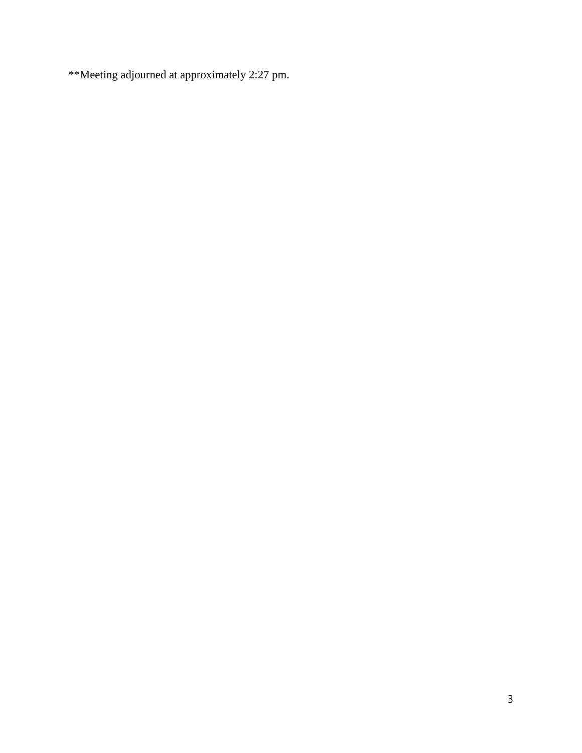**Meeting adjourned at approximately 2:27 pm.